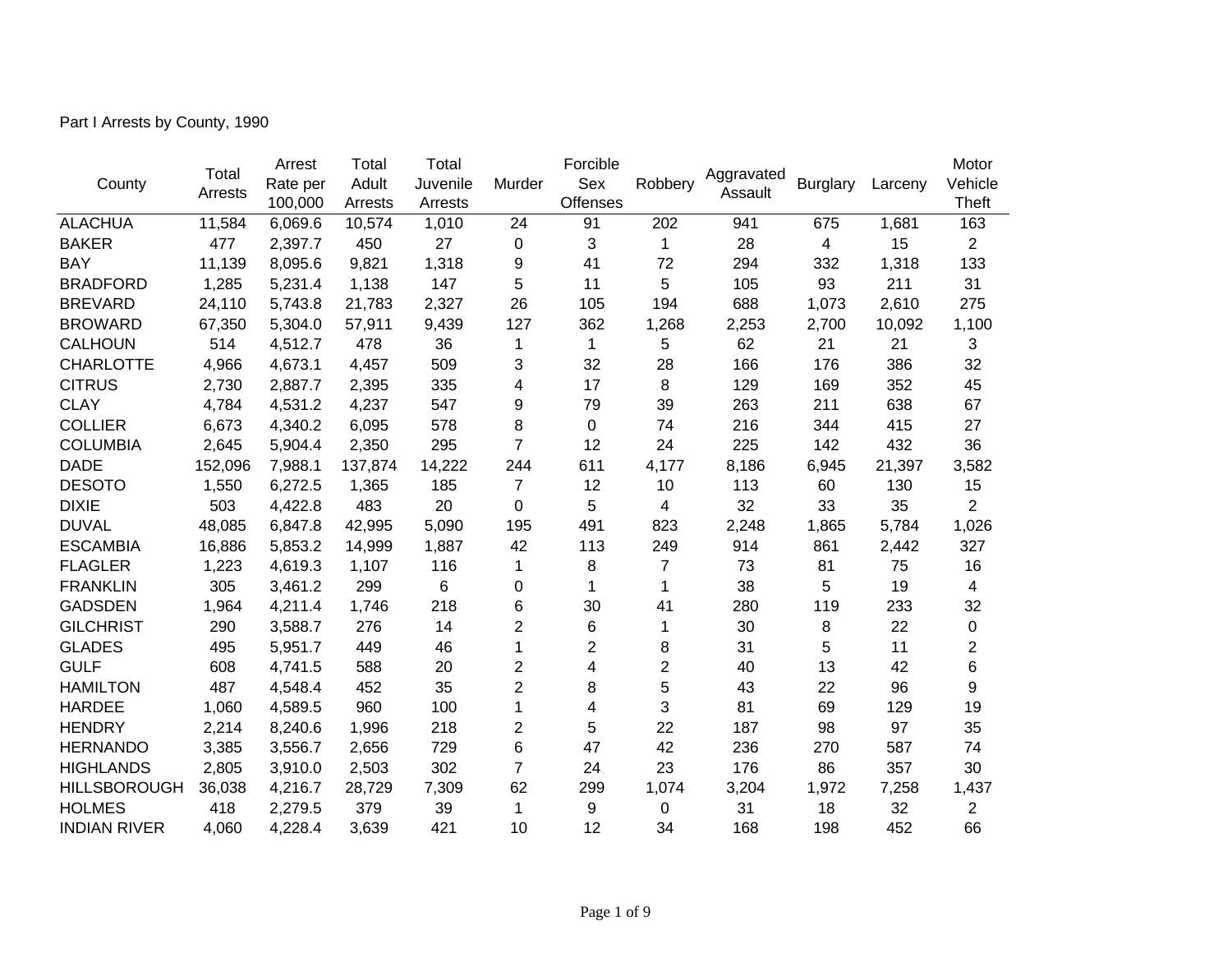Part I Arrests by County, 1990

| County | Total Arrests | Arrest Rate per 100,000 | Total Adult Arrests | Total Juvenile Arrests | Murder | Forcible Sex Offenses | Robbery | Aggravated Assault | Burglary | Larceny | Motor Vehicle Theft |
|---|---|---|---|---|---|---|---|---|---|---|---|
| ALACHUA | 11,584 | 6,069.6 | 10,574 | 1,010 | 24 | 91 | 202 | 941 | 675 | 1,681 | 163 |
| BAKER | 477 | 2,397.7 | 450 | 27 | 0 | 3 | 1 | 28 | 4 | 15 | 2 |
| BAY | 11,139 | 8,095.6 | 9,821 | 1,318 | 9 | 41 | 72 | 294 | 332 | 1,318 | 133 |
| BRADFORD | 1,285 | 5,231.4 | 1,138 | 147 | 5 | 11 | 5 | 105 | 93 | 211 | 31 |
| BREVARD | 24,110 | 5,743.8 | 21,783 | 2,327 | 26 | 105 | 194 | 688 | 1,073 | 2,610 | 275 |
| BROWARD | 67,350 | 5,304.0 | 57,911 | 9,439 | 127 | 362 | 1,268 | 2,253 | 2,700 | 10,092 | 1,100 |
| CALHOUN | 514 | 4,512.7 | 478 | 36 | 1 | 1 | 5 | 62 | 21 | 21 | 3 |
| CHARLOTTE | 4,966 | 4,673.1 | 4,457 | 509 | 3 | 32 | 28 | 166 | 176 | 386 | 32 |
| CITRUS | 2,730 | 2,887.7 | 2,395 | 335 | 4 | 17 | 8 | 129 | 169 | 352 | 45 |
| CLAY | 4,784 | 4,531.2 | 4,237 | 547 | 9 | 79 | 39 | 263 | 211 | 638 | 67 |
| COLLIER | 6,673 | 4,340.2 | 6,095 | 578 | 8 | 0 | 74 | 216 | 344 | 415 | 27 |
| COLUMBIA | 2,645 | 5,904.4 | 2,350 | 295 | 7 | 12 | 24 | 225 | 142 | 432 | 36 |
| DADE | 152,096 | 7,988.1 | 137,874 | 14,222 | 244 | 611 | 4,177 | 8,186 | 6,945 | 21,397 | 3,582 |
| DESOTO | 1,550 | 6,272.5 | 1,365 | 185 | 7 | 12 | 10 | 113 | 60 | 130 | 15 |
| DIXIE | 503 | 4,422.8 | 483 | 20 | 0 | 5 | 4 | 32 | 33 | 35 | 2 |
| DUVAL | 48,085 | 6,847.8 | 42,995 | 5,090 | 195 | 491 | 823 | 2,248 | 1,865 | 5,784 | 1,026 |
| ESCAMBIA | 16,886 | 5,853.2 | 14,999 | 1,887 | 42 | 113 | 249 | 914 | 861 | 2,442 | 327 |
| FLAGLER | 1,223 | 4,619.3 | 1,107 | 116 | 1 | 8 | 7 | 73 | 81 | 75 | 16 |
| FRANKLIN | 305 | 3,461.2 | 299 | 6 | 0 | 1 | 1 | 38 | 5 | 19 | 4 |
| GADSDEN | 1,964 | 4,211.4 | 1,746 | 218 | 6 | 30 | 41 | 280 | 119 | 233 | 32 |
| GILCHRIST | 290 | 3,588.7 | 276 | 14 | 2 | 6 | 1 | 30 | 8 | 22 | 0 |
| GLADES | 495 | 5,951.7 | 449 | 46 | 1 | 2 | 8 | 31 | 5 | 11 | 2 |
| GULF | 608 | 4,741.5 | 588 | 20 | 2 | 4 | 2 | 40 | 13 | 42 | 6 |
| HAMILTON | 487 | 4,548.4 | 452 | 35 | 2 | 8 | 5 | 43 | 22 | 96 | 9 |
| HARDEE | 1,060 | 4,589.5 | 960 | 100 | 1 | 4 | 3 | 81 | 69 | 129 | 19 |
| HENDRY | 2,214 | 8,240.6 | 1,996 | 218 | 2 | 5 | 22 | 187 | 98 | 97 | 35 |
| HERNANDO | 3,385 | 3,556.7 | 2,656 | 729 | 6 | 47 | 42 | 236 | 270 | 587 | 74 |
| HIGHLANDS | 2,805 | 3,910.0 | 2,503 | 302 | 7 | 24 | 23 | 176 | 86 | 357 | 30 |
| HILLSBOROUGH | 36,038 | 4,216.7 | 28,729 | 7,309 | 62 | 299 | 1,074 | 3,204 | 1,972 | 7,258 | 1,437 |
| HOLMES | 418 | 2,279.5 | 379 | 39 | 1 | 9 | 0 | 31 | 18 | 32 | 2 |
| INDIAN RIVER | 4,060 | 4,228.4 | 3,639 | 421 | 10 | 12 | 34 | 168 | 198 | 452 | 66 |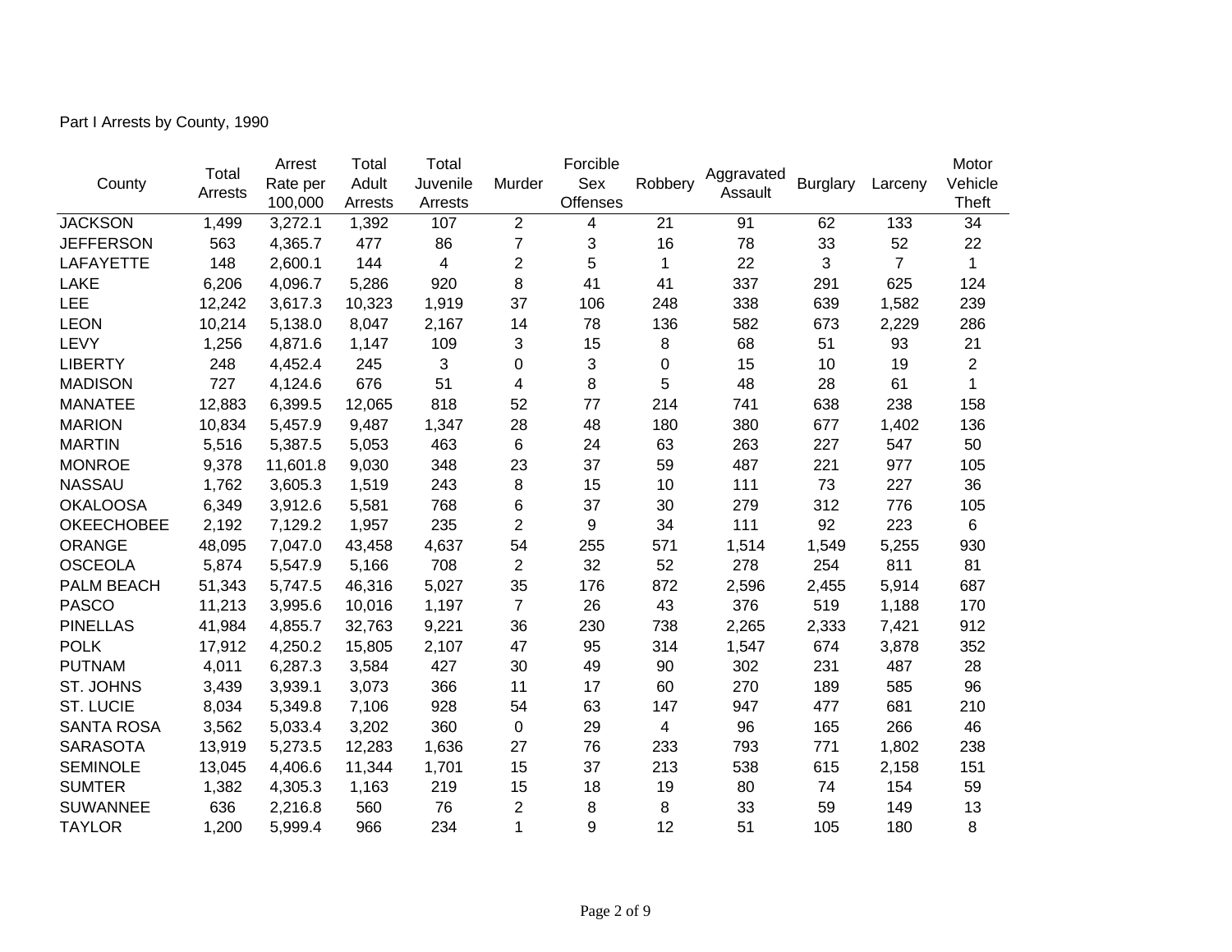Part I Arrests by County, 1990

| County | Total Arrests | Arrest Rate per 100,000 | Total Adult Arrests | Total Juvenile Arrests | Murder | Forcible Sex Offenses | Robbery | Aggravated Assault | Burglary | Larceny | Motor Vehicle Theft |
|---|---|---|---|---|---|---|---|---|---|---|---|
| JACKSON | 1,499 | 3,272.1 | 1,392 | 107 | 2 | 4 | 21 | 91 | 62 | 133 | 34 |
| JEFFERSON | 563 | 4,365.7 | 477 | 86 | 7 | 3 | 16 | 78 | 33 | 52 | 22 |
| LAFAYETTE | 148 | 2,600.1 | 144 | 4 | 2 | 5 | 1 | 22 | 3 | 7 | 1 |
| LAKE | 6,206 | 4,096.7 | 5,286 | 920 | 8 | 41 | 41 | 337 | 291 | 625 | 124 |
| LEE | 12,242 | 3,617.3 | 10,323 | 1,919 | 37 | 106 | 248 | 338 | 639 | 1,582 | 239 |
| LEON | 10,214 | 5,138.0 | 8,047 | 2,167 | 14 | 78 | 136 | 582 | 673 | 2,229 | 286 |
| LEVY | 1,256 | 4,871.6 | 1,147 | 109 | 3 | 15 | 8 | 68 | 51 | 93 | 21 |
| LIBERTY | 248 | 4,452.4 | 245 | 3 | 0 | 3 | 0 | 15 | 10 | 19 | 2 |
| MADISON | 727 | 4,124.6 | 676 | 51 | 4 | 8 | 5 | 48 | 28 | 61 | 1 |
| MANATEE | 12,883 | 6,399.5 | 12,065 | 818 | 52 | 77 | 214 | 741 | 638 | 238 | 158 |
| MARION | 10,834 | 5,457.9 | 9,487 | 1,347 | 28 | 48 | 180 | 380 | 677 | 1,402 | 136 |
| MARTIN | 5,516 | 5,387.5 | 5,053 | 463 | 6 | 24 | 63 | 263 | 227 | 547 | 50 |
| MONROE | 9,378 | 11,601.8 | 9,030 | 348 | 23 | 37 | 59 | 487 | 221 | 977 | 105 |
| NASSAU | 1,762 | 3,605.3 | 1,519 | 243 | 8 | 15 | 10 | 111 | 73 | 227 | 36 |
| OKALOOSA | 6,349 | 3,912.6 | 5,581 | 768 | 6 | 37 | 30 | 279 | 312 | 776 | 105 |
| OKEECHOBEE | 2,192 | 7,129.2 | 1,957 | 235 | 2 | 9 | 34 | 111 | 92 | 223 | 6 |
| ORANGE | 48,095 | 7,047.0 | 43,458 | 4,637 | 54 | 255 | 571 | 1,514 | 1,549 | 5,255 | 930 |
| OSCEOLA | 5,874 | 5,547.9 | 5,166 | 708 | 2 | 32 | 52 | 278 | 254 | 811 | 81 |
| PALM BEACH | 51,343 | 5,747.5 | 46,316 | 5,027 | 35 | 176 | 872 | 2,596 | 2,455 | 5,914 | 687 |
| PASCO | 11,213 | 3,995.6 | 10,016 | 1,197 | 7 | 26 | 43 | 376 | 519 | 1,188 | 170 |
| PINELLAS | 41,984 | 4,855.7 | 32,763 | 9,221 | 36 | 230 | 738 | 2,265 | 2,333 | 7,421 | 912 |
| POLK | 17,912 | 4,250.2 | 15,805 | 2,107 | 47 | 95 | 314 | 1,547 | 674 | 3,878 | 352 |
| PUTNAM | 4,011 | 6,287.3 | 3,584 | 427 | 30 | 49 | 90 | 302 | 231 | 487 | 28 |
| ST. JOHNS | 3,439 | 3,939.1 | 3,073 | 366 | 11 | 17 | 60 | 270 | 189 | 585 | 96 |
| ST. LUCIE | 8,034 | 5,349.8 | 7,106 | 928 | 54 | 63 | 147 | 947 | 477 | 681 | 210 |
| SANTA ROSA | 3,562 | 5,033.4 | 3,202 | 360 | 0 | 29 | 4 | 96 | 165 | 266 | 46 |
| SARASOTA | 13,919 | 5,273.5 | 12,283 | 1,636 | 27 | 76 | 233 | 793 | 771 | 1,802 | 238 |
| SEMINOLE | 13,045 | 4,406.6 | 11,344 | 1,701 | 15 | 37 | 213 | 538 | 615 | 2,158 | 151 |
| SUMTER | 1,382 | 4,305.3 | 1,163 | 219 | 15 | 18 | 19 | 80 | 74 | 154 | 59 |
| SUWANNEE | 636 | 2,216.8 | 560 | 76 | 2 | 8 | 8 | 33 | 59 | 149 | 13 |
| TAYLOR | 1,200 | 5,999.4 | 966 | 234 | 1 | 9 | 12 | 51 | 105 | 180 | 8 |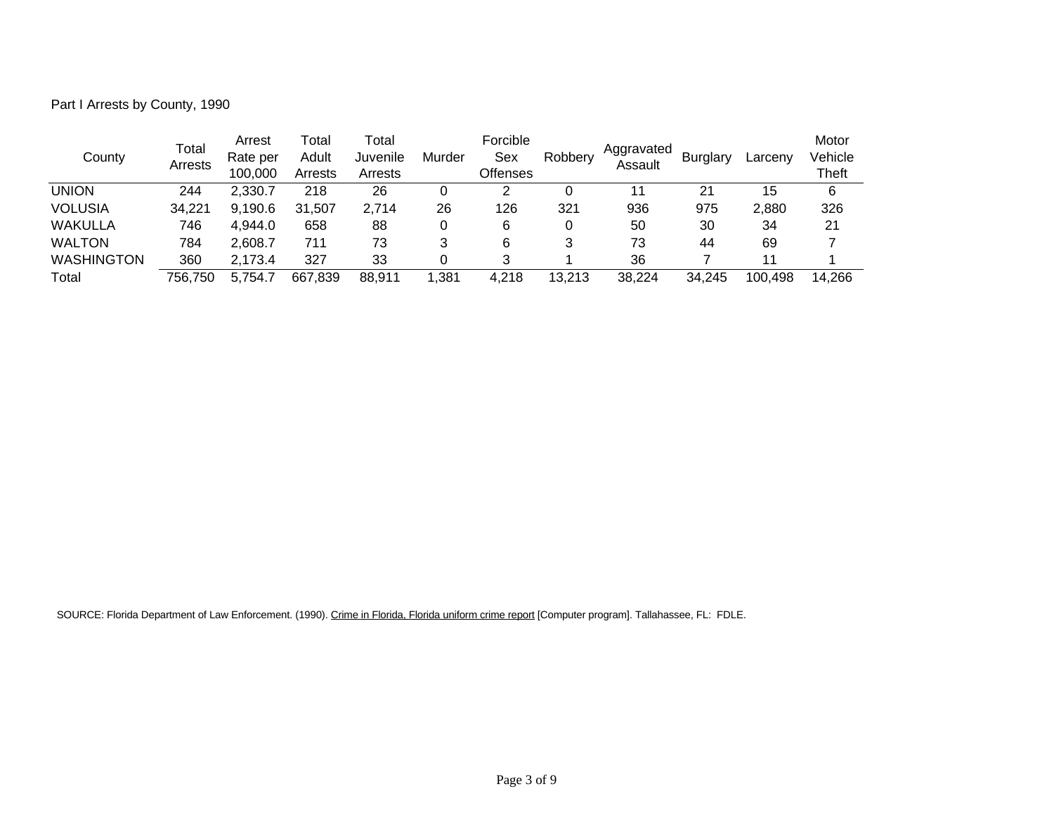Part I Arrests by County, 1990

| County | Total Arrests | Arrest Rate per 100,000 | Total Adult Arrests | Total Juvenile Arrests | Murder | Forcible Sex Offenses | Robbery | Aggravated Assault | Burglary | Larceny | Motor Vehicle Theft |
|---|---|---|---|---|---|---|---|---|---|---|---|
| UNION | 244 | 2,330.7 | 218 | 26 | 0 | 2 | 0 | 11 | 21 | 15 | 6 |
| VOLUSIA | 34,221 | 9,190.6 | 31,507 | 2,714 | 26 | 126 | 321 | 936 | 975 | 2,880 | 326 |
| WAKULLA | 746 | 4,944.0 | 658 | 88 | 0 | 6 | 0 | 50 | 30 | 34 | 21 |
| WALTON | 784 | 2,608.7 | 711 | 73 | 3 | 6 | 3 | 73 | 44 | 69 | 7 |
| WASHINGTON | 360 | 2,173.4 | 327 | 33 | 0 | 3 | 1 | 36 | 7 | 11 | 1 |
| Total | 756,750 | 5,754.7 | 667,839 | 88,911 | 1,381 | 4,218 | 13,213 | 38,224 | 34,245 | 100,498 | 14,266 |

SOURCE: Florida Department of Law Enforcement. (1990). Crime in Florida, Florida uniform crime report [Computer program]. Tallahassee, FL: FDLE.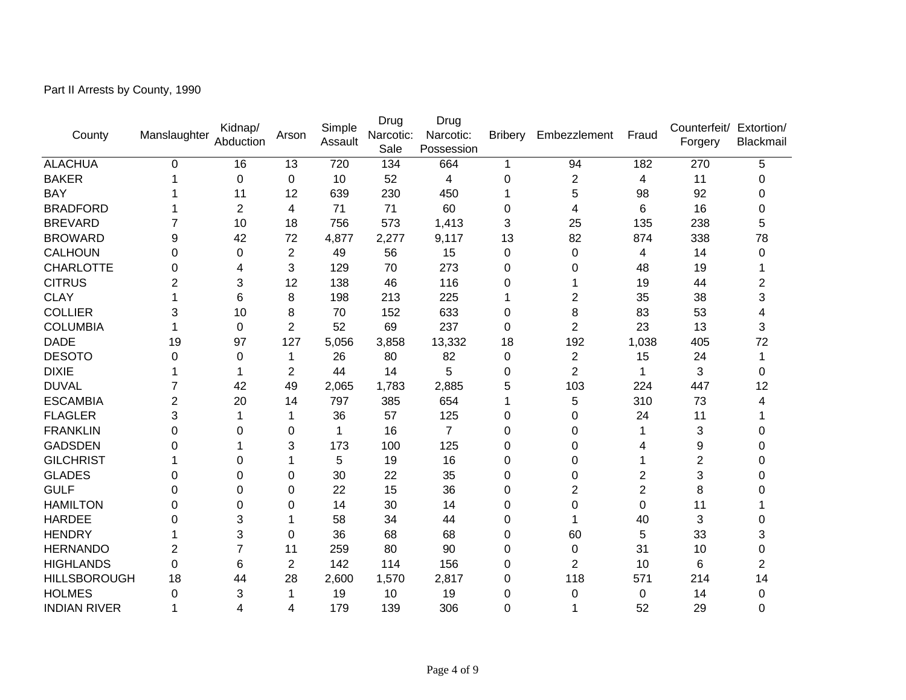Part II Arrests by County, 1990

| County | Manslaughter | Kidnap/ Abduction | Arson | Simple Assault | Drug Narcotic: Sale | Drug Narcotic: Possession | Bribery | Embezzlement | Fraud | Counterfeit/ Forgery | Extortion/ Blackmail |
|---|---|---|---|---|---|---|---|---|---|---|---|
| ALACHUA | 0 | 16 | 13 | 720 | 134 | 664 | 1 | 94 | 182 | 270 | 5 |
| BAKER | 1 | 0 | 0 | 10 | 52 | 4 | 0 | 2 | 4 | 11 | 0 |
| BAY | 1 | 11 | 12 | 639 | 230 | 450 | 1 | 5 | 98 | 92 | 0 |
| BRADFORD | 1 | 2 | 4 | 71 | 71 | 60 | 0 | 4 | 6 | 16 | 0 |
| BREVARD | 7 | 10 | 18 | 756 | 573 | 1,413 | 3 | 25 | 135 | 238 | 5 |
| BROWARD | 9 | 42 | 72 | 4,877 | 2,277 | 9,117 | 13 | 82 | 874 | 338 | 78 |
| CALHOUN | 0 | 0 | 2 | 49 | 56 | 15 | 0 | 0 | 4 | 14 | 0 |
| CHARLOTTE | 0 | 4 | 3 | 129 | 70 | 273 | 0 | 0 | 48 | 19 | 1 |
| CITRUS | 2 | 3 | 12 | 138 | 46 | 116 | 0 | 1 | 19 | 44 | 2 |
| CLAY | 1 | 6 | 8 | 198 | 213 | 225 | 1 | 2 | 35 | 38 | 3 |
| COLLIER | 3 | 10 | 8 | 70 | 152 | 633 | 0 | 8 | 83 | 53 | 4 |
| COLUMBIA | 1 | 0 | 2 | 52 | 69 | 237 | 0 | 2 | 23 | 13 | 3 |
| DADE | 19 | 97 | 127 | 5,056 | 3,858 | 13,332 | 18 | 192 | 1,038 | 405 | 72 |
| DESOTO | 0 | 0 | 1 | 26 | 80 | 82 | 0 | 2 | 15 | 24 | 1 |
| DIXIE | 1 | 1 | 2 | 44 | 14 | 5 | 0 | 2 | 1 | 3 | 0 |
| DUVAL | 7 | 42 | 49 | 2,065 | 1,783 | 2,885 | 5 | 103 | 224 | 447 | 12 |
| ESCAMBIA | 2 | 20 | 14 | 797 | 385 | 654 | 1 | 5 | 310 | 73 | 4 |
| FLAGLER | 3 | 1 | 1 | 36 | 57 | 125 | 0 | 0 | 24 | 11 | 1 |
| FRANKLIN | 0 | 0 | 0 | 1 | 16 | 7 | 0 | 0 | 1 | 3 | 0 |
| GADSDEN | 0 | 1 | 3 | 173 | 100 | 125 | 0 | 0 | 4 | 9 | 0 |
| GILCHRIST | 1 | 0 | 1 | 5 | 19 | 16 | 0 | 0 | 1 | 2 | 0 |
| GLADES | 0 | 0 | 0 | 30 | 22 | 35 | 0 | 0 | 2 | 3 | 0 |
| GULF | 0 | 0 | 0 | 22 | 15 | 36 | 0 | 2 | 2 | 8 | 0 |
| HAMILTON | 0 | 0 | 0 | 14 | 30 | 14 | 0 | 0 | 0 | 11 | 1 |
| HARDEE | 0 | 3 | 1 | 58 | 34 | 44 | 0 | 1 | 40 | 3 | 0 |
| HENDRY | 1 | 3 | 0 | 36 | 68 | 68 | 0 | 60 | 5 | 33 | 3 |
| HERNANDO | 2 | 7 | 11 | 259 | 80 | 90 | 0 | 0 | 31 | 10 | 0 |
| HIGHLANDS | 0 | 6 | 2 | 142 | 114 | 156 | 0 | 2 | 10 | 6 | 2 |
| HILLSBOROUGH | 18 | 44 | 28 | 2,600 | 1,570 | 2,817 | 0 | 118 | 571 | 214 | 14 |
| HOLMES | 0 | 3 | 1 | 19 | 10 | 19 | 0 | 0 | 0 | 14 | 0 |
| INDIAN RIVER | 1 | 4 | 4 | 179 | 139 | 306 | 0 | 1 | 52 | 29 | 0 |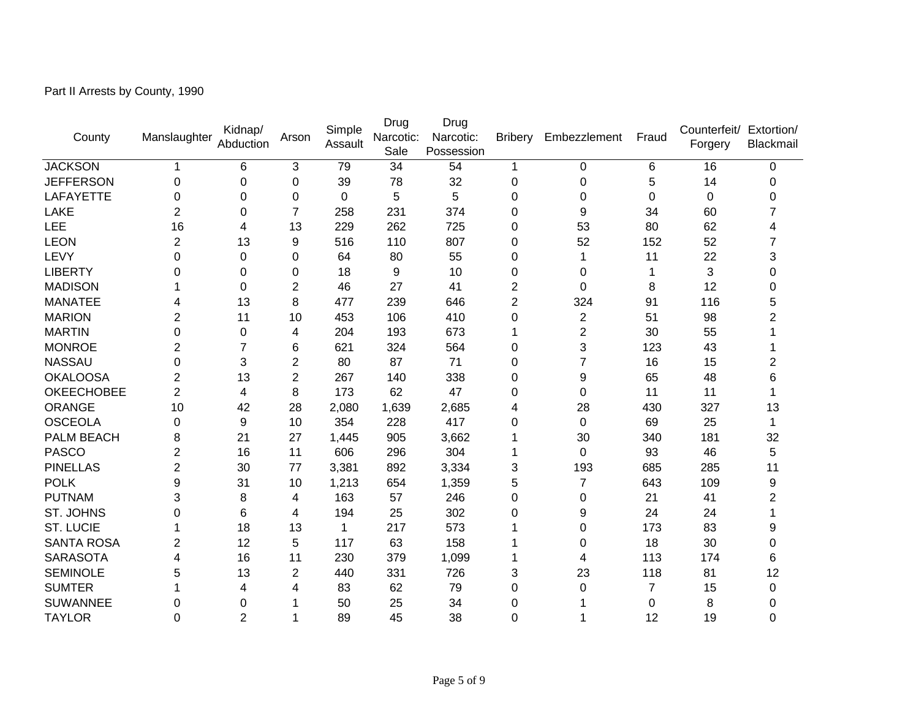Part II Arrests by County, 1990

| County | Manslaughter | Kidnap/ Abduction | Arson | Simple Assault | Drug Narcotic: Sale | Drug Narcotic: Possession | Bribery | Embezzlement | Fraud | Counterfeit/ Forgery | Extortion/ Blackmail |
|---|---|---|---|---|---|---|---|---|---|---|---|
| JACKSON | 1 | 6 | 3 | 79 | 34 | 54 | 1 | 0 | 6 | 16 | 0 |
| JEFFERSON | 0 | 0 | 0 | 39 | 78 | 32 | 0 | 0 | 5 | 14 | 0 |
| LAFAYETTE | 0 | 0 | 0 | 0 | 5 | 5 | 0 | 0 | 0 | 0 | 0 |
| LAKE | 2 | 0 | 7 | 258 | 231 | 374 | 0 | 9 | 34 | 60 | 7 |
| LEE | 16 | 4 | 13 | 229 | 262 | 725 | 0 | 53 | 80 | 62 | 4 |
| LEON | 2 | 13 | 9 | 516 | 110 | 807 | 0 | 52 | 152 | 52 | 7 |
| LEVY | 0 | 0 | 0 | 64 | 80 | 55 | 0 | 1 | 11 | 22 | 3 |
| LIBERTY | 0 | 0 | 0 | 18 | 9 | 10 | 0 | 0 | 1 | 3 | 0 |
| MADISON | 1 | 0 | 2 | 46 | 27 | 41 | 2 | 0 | 8 | 12 | 0 |
| MANATEE | 4 | 13 | 8 | 477 | 239 | 646 | 2 | 324 | 91 | 116 | 5 |
| MARION | 2 | 11 | 10 | 453 | 106 | 410 | 0 | 2 | 51 | 98 | 2 |
| MARTIN | 0 | 0 | 4 | 204 | 193 | 673 | 1 | 2 | 30 | 55 | 1 |
| MONROE | 2 | 7 | 6 | 621 | 324 | 564 | 0 | 3 | 123 | 43 | 1 |
| NASSAU | 0 | 3 | 2 | 80 | 87 | 71 | 0 | 7 | 16 | 15 | 2 |
| OKALOOSA | 2 | 13 | 2 | 267 | 140 | 338 | 0 | 9 | 65 | 48 | 6 |
| OKEECHOBEE | 2 | 4 | 8 | 173 | 62 | 47 | 0 | 0 | 11 | 11 | 1 |
| ORANGE | 10 | 42 | 28 | 2,080 | 1,639 | 2,685 | 4 | 28 | 430 | 327 | 13 |
| OSCEOLA | 0 | 9 | 10 | 354 | 228 | 417 | 0 | 0 | 69 | 25 | 1 |
| PALM BEACH | 8 | 21 | 27 | 1,445 | 905 | 3,662 | 1 | 30 | 340 | 181 | 32 |
| PASCO | 2 | 16 | 11 | 606 | 296 | 304 | 1 | 0 | 93 | 46 | 5 |
| PINELLAS | 2 | 30 | 77 | 3,381 | 892 | 3,334 | 3 | 193 | 685 | 285 | 11 |
| POLK | 9 | 31 | 10 | 1,213 | 654 | 1,359 | 5 | 7 | 643 | 109 | 9 |
| PUTNAM | 3 | 8 | 4 | 163 | 57 | 246 | 0 | 0 | 21 | 41 | 2 |
| ST. JOHNS | 0 | 6 | 4 | 194 | 25 | 302 | 0 | 9 | 24 | 24 | 1 |
| ST. LUCIE | 1 | 18 | 13 | 1 | 217 | 573 | 1 | 0 | 173 | 83 | 9 |
| SANTA ROSA | 2 | 12 | 5 | 117 | 63 | 158 | 1 | 0 | 18 | 30 | 0 |
| SARASOTA | 4 | 16 | 11 | 230 | 379 | 1,099 | 1 | 4 | 113 | 174 | 6 |
| SEMINOLE | 5 | 13 | 2 | 440 | 331 | 726 | 3 | 23 | 118 | 81 | 12 |
| SUMTER | 1 | 4 | 4 | 83 | 62 | 79 | 0 | 0 | 7 | 15 | 0 |
| SUWANNEE | 0 | 0 | 1 | 50 | 25 | 34 | 0 | 1 | 0 | 8 | 0 |
| TAYLOR | 0 | 2 | 1 | 89 | 45 | 38 | 0 | 1 | 12 | 19 | 0 |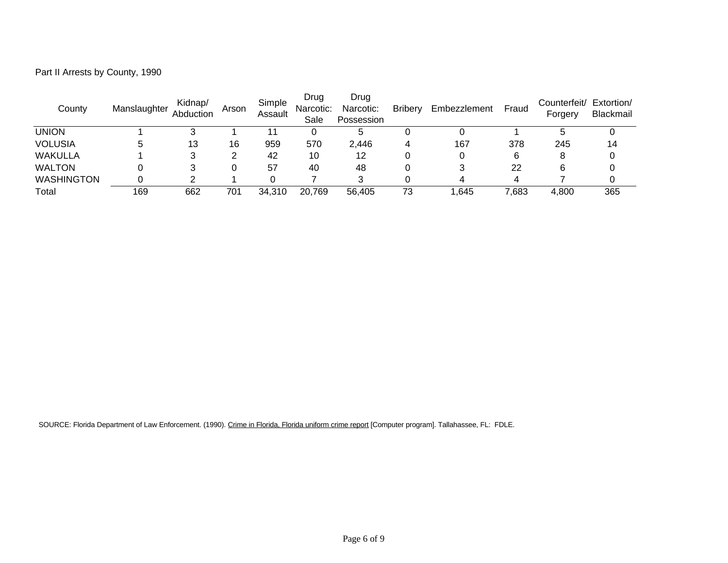Part II Arrests by County, 1990

| County | Manslaughter | Kidnap/ Abduction | Arson | Simple Assault | Drug Narcotic: Sale | Drug Narcotic: Possession | Bribery | Embezzlement | Fraud | Counterfeit/ Forgery | Extortion/ Blackmail |
|---|---|---|---|---|---|---|---|---|---|---|---|
| UNION | 1 | 3 | 1 | 11 | 0 | 5 | 0 | 0 | 1 | 5 | 0 |
| VOLUSIA | 5 | 13 | 16 | 959 | 570 | 2,446 | 4 | 167 | 378 | 245 | 14 |
| WAKULLA | 1 | 3 | 2 | 42 | 10 | 12 | 0 | 0 | 6 | 8 | 0 |
| WALTON | 0 | 3 | 0 | 57 | 40 | 48 | 0 | 3 | 22 | 6 | 0 |
| WASHINGTON | 0 | 2 | 1 | 0 | 7 | 3 | 0 | 4 | 4 | 7 | 0 |
| Total | 169 | 662 | 701 | 34,310 | 20,769 | 56,405 | 73 | 1,645 | 7,683 | 4,800 | 365 |

SOURCE: Florida Department of Law Enforcement. (1990). Crime in Florida, Florida uniform crime report [Computer program]. Tallahassee, FL: FDLE.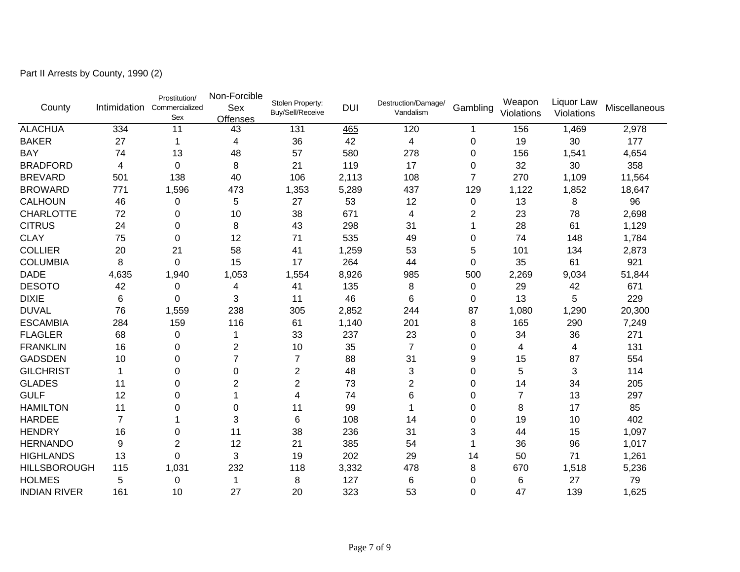Part II Arrests by County, 1990 (2)

| County | Intimidation | Prostitution/ Commercialized Sex | Non-Forcible Sex Offenses | Stolen Property: Buy/Sell/Receive | DUI | Destruction/Damage/ Vandalism | Gambling | Weapon Violations | Liquor Law Violations | Miscellaneous |
|---|---|---|---|---|---|---|---|---|---|---|
| ALACHUA | 334 | 11 | 43 | 131 | 465 | 120 | 1 | 156 | 1,469 | 2,978 |
| BAKER | 27 | 1 | 4 | 36 | 42 | 4 | 0 | 19 | 30 | 177 |
| BAY | 74 | 13 | 48 | 57 | 580 | 278 | 0 | 156 | 1,541 | 4,654 |
| BRADFORD | 4 | 0 | 8 | 21 | 119 | 17 | 0 | 32 | 30 | 358 |
| BREVARD | 501 | 138 | 40 | 106 | 2,113 | 108 | 7 | 270 | 1,109 | 11,564 |
| BROWARD | 771 | 1,596 | 473 | 1,353 | 5,289 | 437 | 129 | 1,122 | 1,852 | 18,647 |
| CALHOUN | 46 | 0 | 5 | 27 | 53 | 12 | 0 | 13 | 8 | 96 |
| CHARLOTTE | 72 | 0 | 10 | 38 | 671 | 4 | 2 | 23 | 78 | 2,698 |
| CITRUS | 24 | 0 | 8 | 43 | 298 | 31 | 1 | 28 | 61 | 1,129 |
| CLAY | 75 | 0 | 12 | 71 | 535 | 49 | 0 | 74 | 148 | 1,784 |
| COLLIER | 20 | 21 | 58 | 41 | 1,259 | 53 | 5 | 101 | 134 | 2,873 |
| COLUMBIA | 8 | 0 | 15 | 17 | 264 | 44 | 0 | 35 | 61 | 921 |
| DADE | 4,635 | 1,940 | 1,053 | 1,554 | 8,926 | 985 | 500 | 2,269 | 9,034 | 51,844 |
| DESOTO | 42 | 0 | 4 | 41 | 135 | 8 | 0 | 29 | 42 | 671 |
| DIXIE | 6 | 0 | 3 | 11 | 46 | 6 | 0 | 13 | 5 | 229 |
| DUVAL | 76 | 1,559 | 238 | 305 | 2,852 | 244 | 87 | 1,080 | 1,290 | 20,300 |
| ESCAMBIA | 284 | 159 | 116 | 61 | 1,140 | 201 | 8 | 165 | 290 | 7,249 |
| FLAGLER | 68 | 0 | 1 | 33 | 237 | 23 | 0 | 34 | 36 | 271 |
| FRANKLIN | 16 | 0 | 2 | 10 | 35 | 7 | 0 | 4 | 4 | 131 |
| GADSDEN | 10 | 0 | 7 | 7 | 88 | 31 | 9 | 15 | 87 | 554 |
| GILCHRIST | 1 | 0 | 0 | 2 | 48 | 3 | 0 | 5 | 3 | 114 |
| GLADES | 11 | 0 | 2 | 2 | 73 | 2 | 0 | 14 | 34 | 205 |
| GULF | 12 | 0 | 1 | 4 | 74 | 6 | 0 | 7 | 13 | 297 |
| HAMILTON | 11 | 0 | 0 | 11 | 99 | 1 | 0 | 8 | 17 | 85 |
| HARDEE | 7 | 1 | 3 | 6 | 108 | 14 | 0 | 19 | 10 | 402 |
| HENDRY | 16 | 0 | 11 | 38 | 236 | 31 | 3 | 44 | 15 | 1,097 |
| HERNANDO | 9 | 2 | 12 | 21 | 385 | 54 | 1 | 36 | 96 | 1,017 |
| HIGHLANDS | 13 | 0 | 3 | 19 | 202 | 29 | 14 | 50 | 71 | 1,261 |
| HILLSBOROUGH | 115 | 1,031 | 232 | 118 | 3,332 | 478 | 8 | 670 | 1,518 | 5,236 |
| HOLMES | 5 | 0 | 1 | 8 | 127 | 6 | 0 | 6 | 27 | 79 |
| INDIAN RIVER | 161 | 10 | 27 | 20 | 323 | 53 | 0 | 47 | 139 | 1,625 |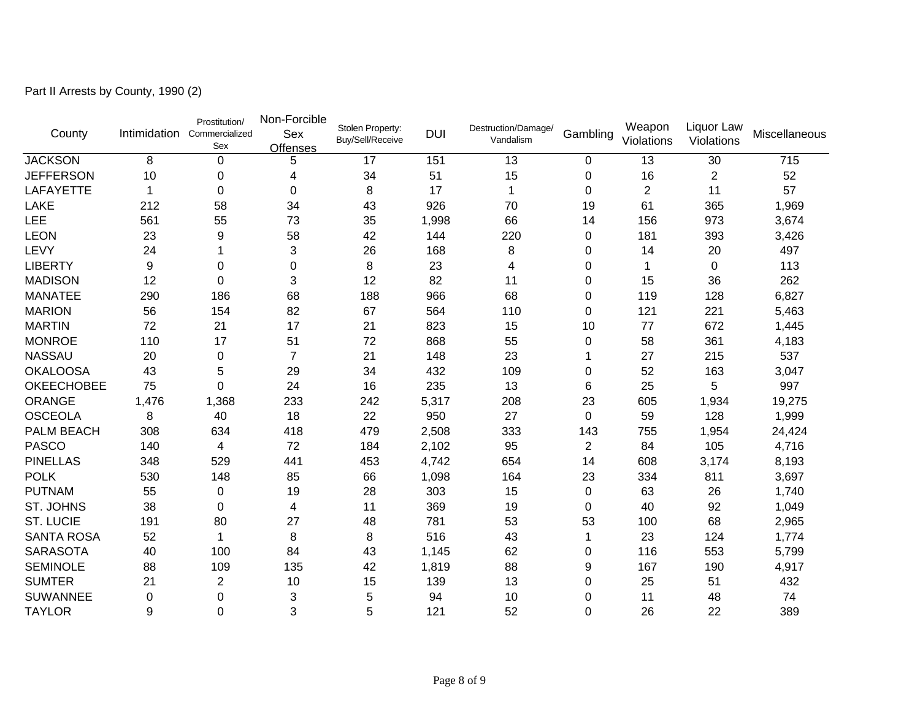Part II Arrests by County, 1990 (2)

| County | Intimidation | Prostitution/ Commercialized Sex | Non-Forcible Sex Offenses | Stolen Property: Buy/Sell/Receive | DUI | Destruction/Damage/ Vandalism | Gambling | Weapon Violations | Liquor Law Violations | Miscellaneous |
|---|---|---|---|---|---|---|---|---|---|---|
| JACKSON | 8 | 0 | 5 | 17 | 151 | 13 | 0 | 13 | 30 | 715 |
| JEFFERSON | 10 | 0 | 4 | 34 | 51 | 15 | 0 | 16 | 2 | 52 |
| LAFAYETTE | 1 | 0 | 0 | 8 | 17 | 1 | 0 | 2 | 11 | 57 |
| LAKE | 212 | 58 | 34 | 43 | 926 | 70 | 19 | 61 | 365 | 1,969 |
| LEE | 561 | 55 | 73 | 35 | 1,998 | 66 | 14 | 156 | 973 | 3,674 |
| LEON | 23 | 9 | 58 | 42 | 144 | 220 | 0 | 181 | 393 | 3,426 |
| LEVY | 24 | 1 | 3 | 26 | 168 | 8 | 0 | 14 | 20 | 497 |
| LIBERTY | 9 | 0 | 0 | 8 | 23 | 4 | 0 | 1 | 0 | 113 |
| MADISON | 12 | 0 | 3 | 12 | 82 | 11 | 0 | 15 | 36 | 262 |
| MANATEE | 290 | 186 | 68 | 188 | 966 | 68 | 0 | 119 | 128 | 6,827 |
| MARION | 56 | 154 | 82 | 67 | 564 | 110 | 0 | 121 | 221 | 5,463 |
| MARTIN | 72 | 21 | 17 | 21 | 823 | 15 | 10 | 77 | 672 | 1,445 |
| MONROE | 110 | 17 | 51 | 72 | 868 | 55 | 0 | 58 | 361 | 4,183 |
| NASSAU | 20 | 0 | 7 | 21 | 148 | 23 | 1 | 27 | 215 | 537 |
| OKALOOSA | 43 | 5 | 29 | 34 | 432 | 109 | 0 | 52 | 163 | 3,047 |
| OKEECHOBEE | 75 | 0 | 24 | 16 | 235 | 13 | 6 | 25 | 5 | 997 |
| ORANGE | 1,476 | 1,368 | 233 | 242 | 5,317 | 208 | 23 | 605 | 1,934 | 19,275 |
| OSCEOLA | 8 | 40 | 18 | 22 | 950 | 27 | 0 | 59 | 128 | 1,999 |
| PALM BEACH | 308 | 634 | 418 | 479 | 2,508 | 333 | 143 | 755 | 1,954 | 24,424 |
| PASCO | 140 | 4 | 72 | 184 | 2,102 | 95 | 2 | 84 | 105 | 4,716 |
| PINELLAS | 348 | 529 | 441 | 453 | 4,742 | 654 | 14 | 608 | 3,174 | 8,193 |
| POLK | 530 | 148 | 85 | 66 | 1,098 | 164 | 23 | 334 | 811 | 3,697 |
| PUTNAM | 55 | 0 | 19 | 28 | 303 | 15 | 0 | 63 | 26 | 1,740 |
| ST. JOHNS | 38 | 0 | 4 | 11 | 369 | 19 | 0 | 40 | 92 | 1,049 |
| ST. LUCIE | 191 | 80 | 27 | 48 | 781 | 53 | 53 | 100 | 68 | 2,965 |
| SANTA ROSA | 52 | 1 | 8 | 8 | 516 | 43 | 1 | 23 | 124 | 1,774 |
| SARASOTA | 40 | 100 | 84 | 43 | 1,145 | 62 | 0 | 116 | 553 | 5,799 |
| SEMINOLE | 88 | 109 | 135 | 42 | 1,819 | 88 | 9 | 167 | 190 | 4,917 |
| SUMTER | 21 | 2 | 10 | 15 | 139 | 13 | 0 | 25 | 51 | 432 |
| SUWANNEE | 0 | 0 | 3 | 5 | 94 | 10 | 0 | 11 | 48 | 74 |
| TAYLOR | 9 | 0 | 3 | 5 | 121 | 52 | 0 | 26 | 22 | 389 |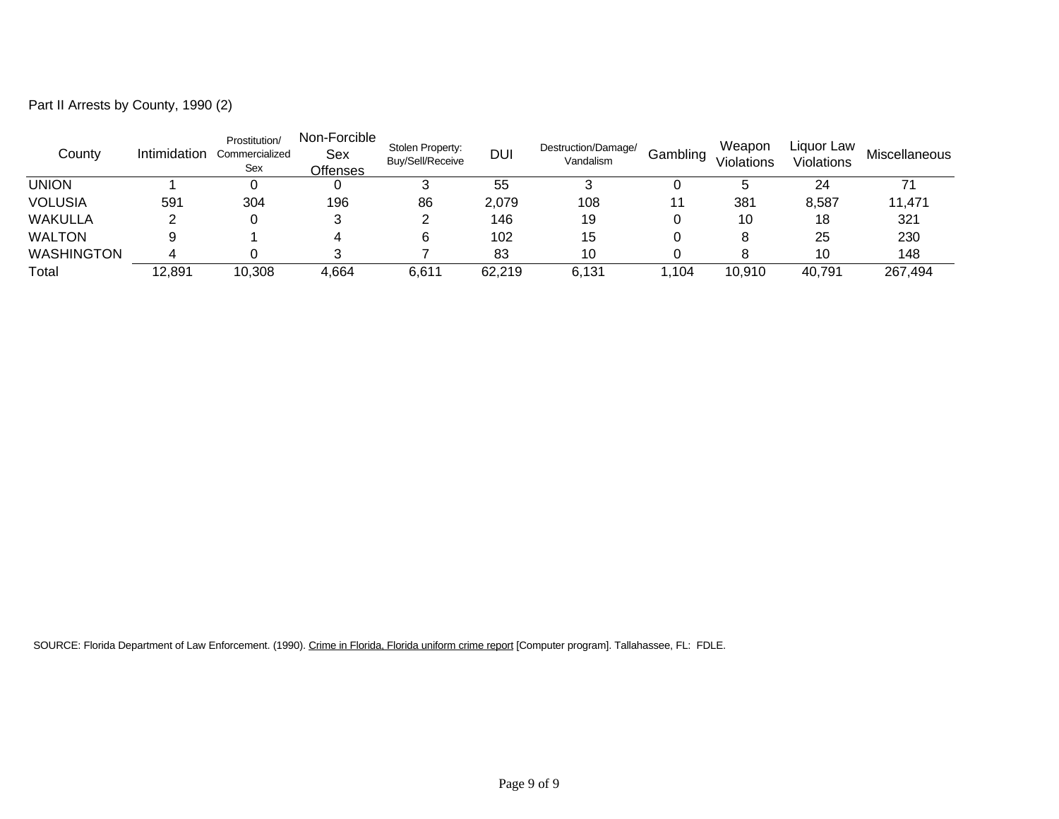Part II Arrests by County, 1990 (2)

| County | Intimidation | Prostitution/ Commercialized Sex | Non-Forcible Sex Offenses | Stolen Property: Buy/Sell/Receive | DUI | Destruction/Damage/ Vandalism | Gambling | Weapon Violations | Liquor Law Violations | Miscellaneous |
|---|---|---|---|---|---|---|---|---|---|---|
| UNION | 1 | 0 | 0 | 3 | 55 | 3 | 0 | 5 | 24 | 71 |
| VOLUSIA | 591 | 304 | 196 | 86 | 2,079 | 108 | 11 | 381 | 8,587 | 11,471 |
| WAKULLA | 2 | 0 | 3 | 2 | 146 | 19 | 0 | 10 | 18 | 321 |
| WALTON | 9 | 1 | 4 | 6 | 102 | 15 | 0 | 8 | 25 | 230 |
| WASHINGTON | 4 | 0 | 3 | 7 | 83 | 10 | 0 | 8 | 10 | 148 |
| Total | 12,891 | 10,308 | 4,664 | 6,611 | 62,219 | 6,131 | 1,104 | 10,910 | 40,791 | 267,494 |

SOURCE: Florida Department of Law Enforcement. (1990). Crime in Florida, Florida uniform crime report [Computer program]. Tallahassee, FL: FDLE.